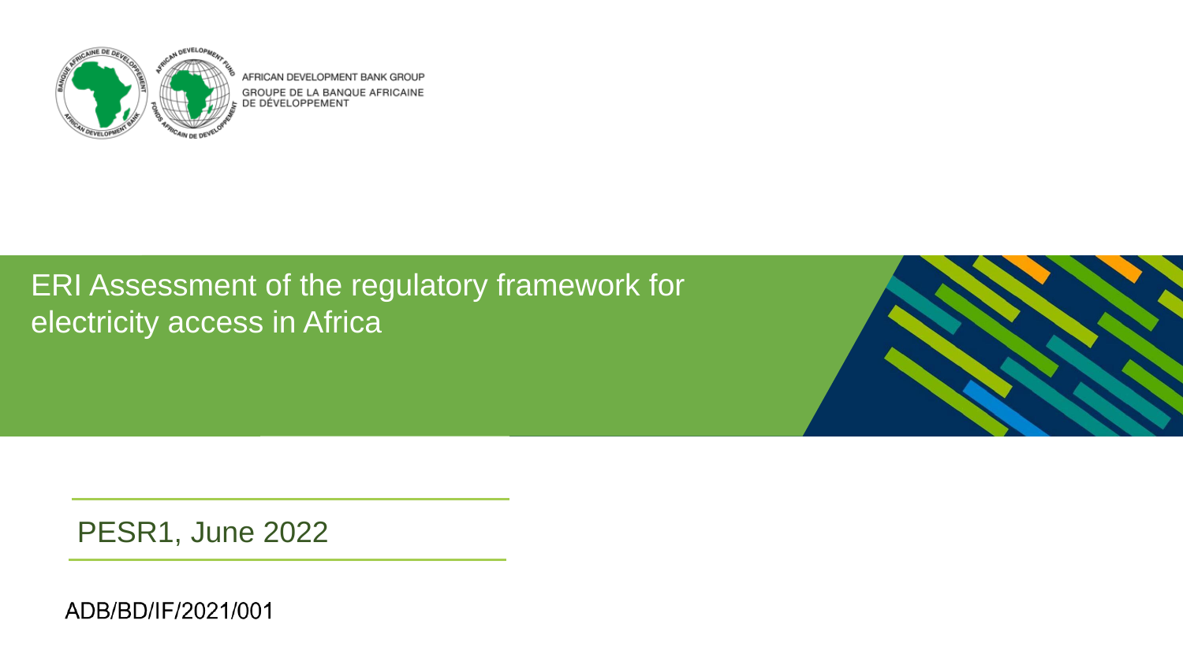AFRICAN DEVELOPMENT BANK GROUP
GROUPE DE LA BANQUE AFRICAINE DE DÉVELOPPEMENT

# ERI Assessment of the regulatory framework for electricity access in Africa

PESR1, June 2022

ADB/BD/IF/2021/001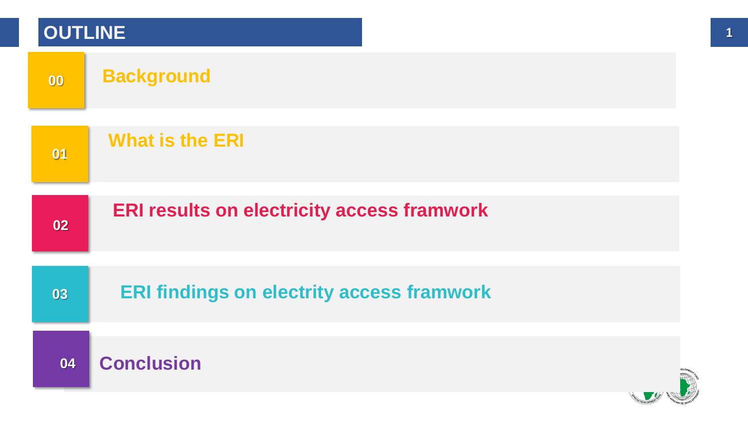# OUTLINE

**00** Background

**01** What is the ERI

**02** ERI results on electricity access framwork

**03** ERI findings on electrity access framwork

**04** Conclusion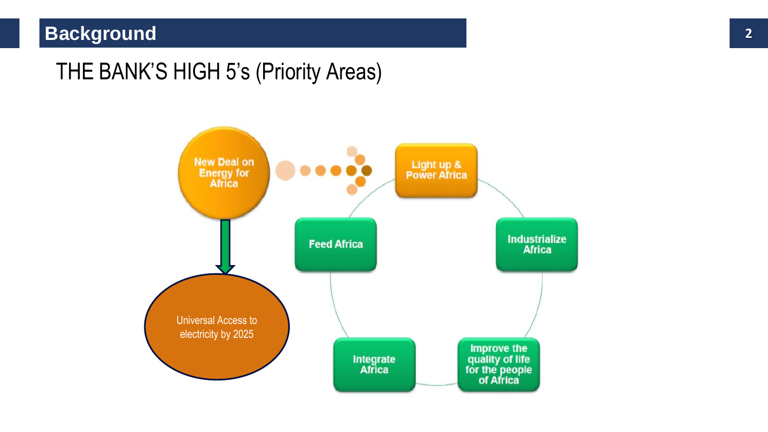## Background

# THE BANK'S HIGH 5's (Priority Areas)

New Deal on Energy for Africa

Universal Access to electricity by 2025

- Light up & Power Africa
- Industrialize Africa
- Improve the quality of life for the people of Africa
- Integrate Africa
- Feed Africa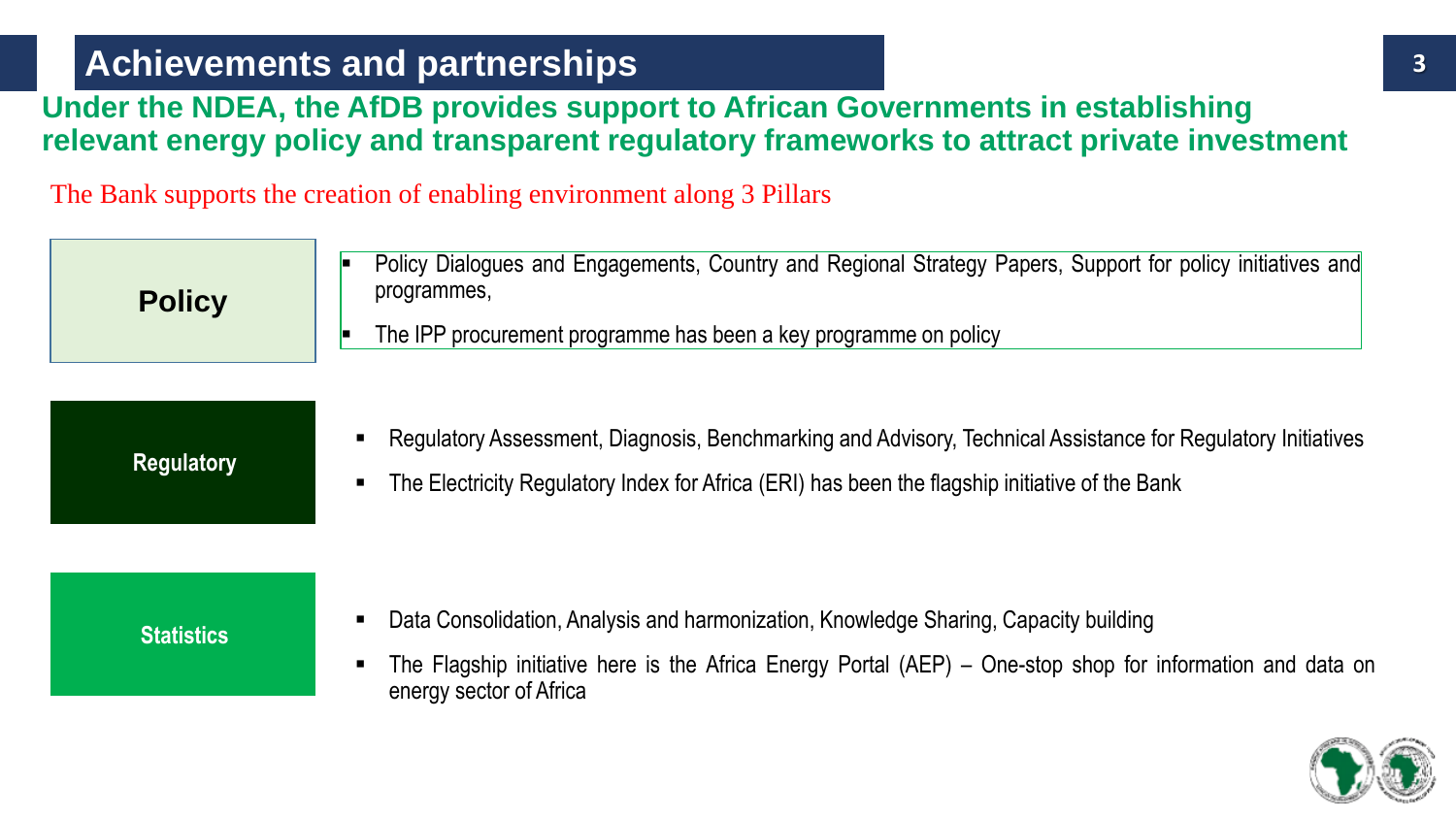# Achievements and partnerships

## Under the NDEA, the AfDB provides support to African Governments in establishing relevant energy policy and transparent regulatory frameworks to attract private investment

The Bank supports the creation of enabling environment along 3 Pillars

### Policy

- Policy Dialogues and Engagements, Country and Regional Strategy Papers, Support for policy initiatives and programmes,
- The IPP procurement programme has been a key programme on policy

### Regulatory

- Regulatory Assessment, Diagnosis, Benchmarking and Advisory, Technical Assistance for Regulatory Initiatives
- The Electricity Regulatory Index for Africa (ERI) has been the flagship initiative of the Bank

### Statistics

- Data Consolidation, Analysis and harmonization, Knowledge Sharing, Capacity building
- The Flagship initiative here is the Africa Energy Portal (AEP) – One-stop shop for information and data on energy sector of Africa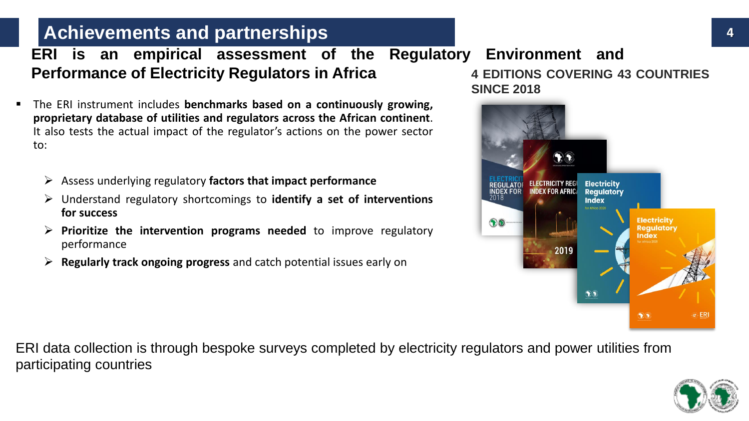# Achievements and partnerships

## ERI is an empirical assessment of the Regulatory Environment and Performance of Electricity Regulators in Africa

- The ERI instrument includes **benchmarks based on a continuously growing, proprietary database of utilities and regulators across the African continent**. It also tests the actual impact of the regulator's actions on the power sector to:
  - Assess underlying regulatory **factors that impact performance**
  - Understand regulatory shortcomings to **identify a set of interventions for success**
  - **Prioritize the intervention programs needed** to improve regulatory performance
  - **Regularly track ongoing progress** and catch potential issues early on

**4 EDITIONS COVERING 43 COUNTRIES SINCE 2018**

ERI data collection is through bespoke surveys completed by electricity regulators and power utilities from participating countries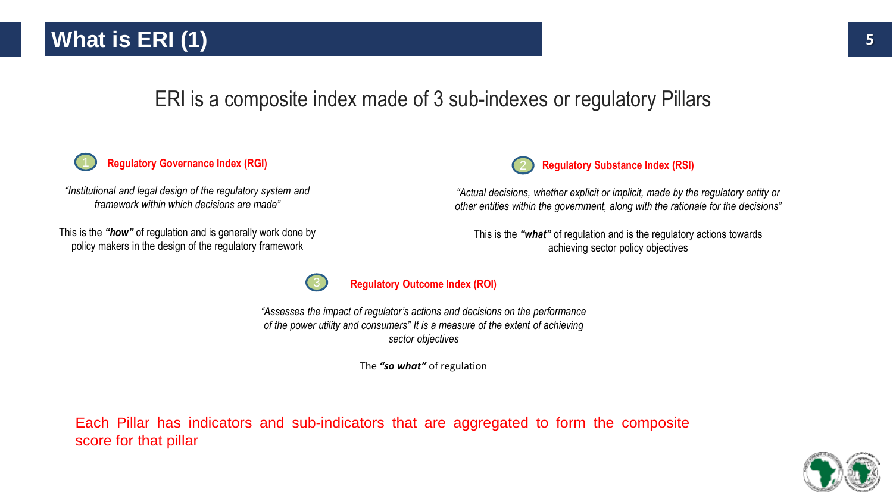# What is ERI (1)

## ERI is a composite index made of 3 sub-indexes or regulatory Pillars

### 1 Regulatory Governance Index (RGI)

*"Institutional and legal design of the regulatory system and framework within which decisions are made"*

This is the ***"how"*** of regulation and is generally work done by policy makers in the design of the regulatory framework

### 2 Regulatory Substance Index (RSI)

*"Actual decisions, whether explicit or implicit, made by the regulatory entity or other entities within the government, along with the rationale for the decisions"*

This is the ***"what"*** of regulation and is the regulatory actions towards achieving sector policy objectives

### 3 Regulatory Outcome Index (ROI)

*"Assesses the impact of regulator's actions and decisions on the performance of the power utility and consumers" It is a measure of the extent of achieving sector objectives*

The ***"so what"*** of regulation

Each Pillar has indicators and sub-indicators that are aggregated to form the composite score for that pillar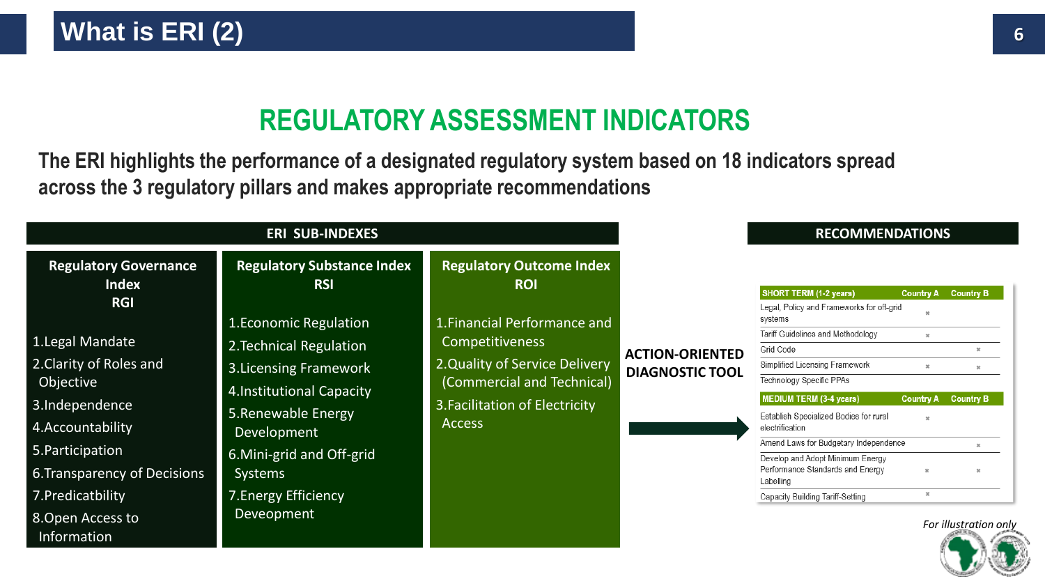# What is ERI (2)

## REGULATORY ASSESSMENT INDICATORS

**The ERI highlights the performance of a designated regulatory system based on 18 indicators spread across the 3 regulatory pillars and makes appropriate recommendations**

### ERI SUB-INDEXES

**Regulatory Governance Index RGI**

1. Legal Mandate
2. Clarity of Roles and Objective
3. Independence
4. Accountability
5. Participation
6. Transparency of Decisions
7. Predicatbility
8. Open Access to Information

**Regulatory Substance Index RSI**

1. Economic Regulation
2. Technical Regulation
3. Licensing Framework
4. Institutional Capacity
5. Renewable Energy Development
6. Mini-grid and Off-grid Systems
7. Energy Efficiency Deveopment

**Regulatory Outcome Index ROI**

1. Financial Performance and Competitiveness
2. Quality of Service Delivery (Commercial and Technical)
3. Facilitation of Electricity Access

**ACTION-ORIENTED DIAGNOSTIC TOOL**

### RECOMMENDATIONS

| SHORT TERM (1-2 years) | Country A | Country B |
|---|---|---|
| Legal, Policy and Frameworks for off-grid systems | x | |
| Tariff Guidelines and Methodology | x | |
| Grid Code | | x |
| Simplified Licensing Framework | x | x |
| Technology Specific PPAs | | |
| **MEDIUM TERM (3-4 years)** | **Country A** | **Country B** |
| Establish Specialized Bodies for rural electrification | x | |
| Amend Laws for Budgetary Independence | | x |
| Develop and Adopt Minimum Energy Performance Standards and Energy Labelling | x | x |
| Capacity Building Tariff-Setting | x | |

*For illustration only*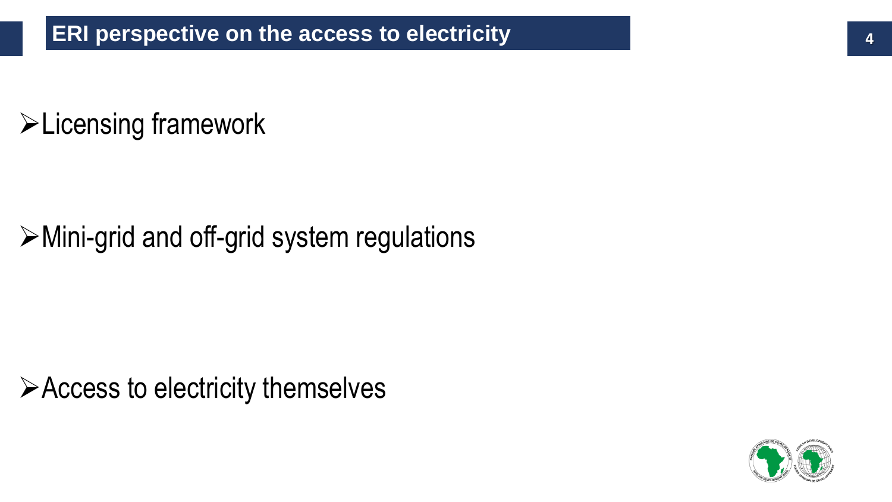# ERI perspective on the access to electricity

- Licensing framework

- Mini-grid and off-grid system regulations

- Access to electricity themselves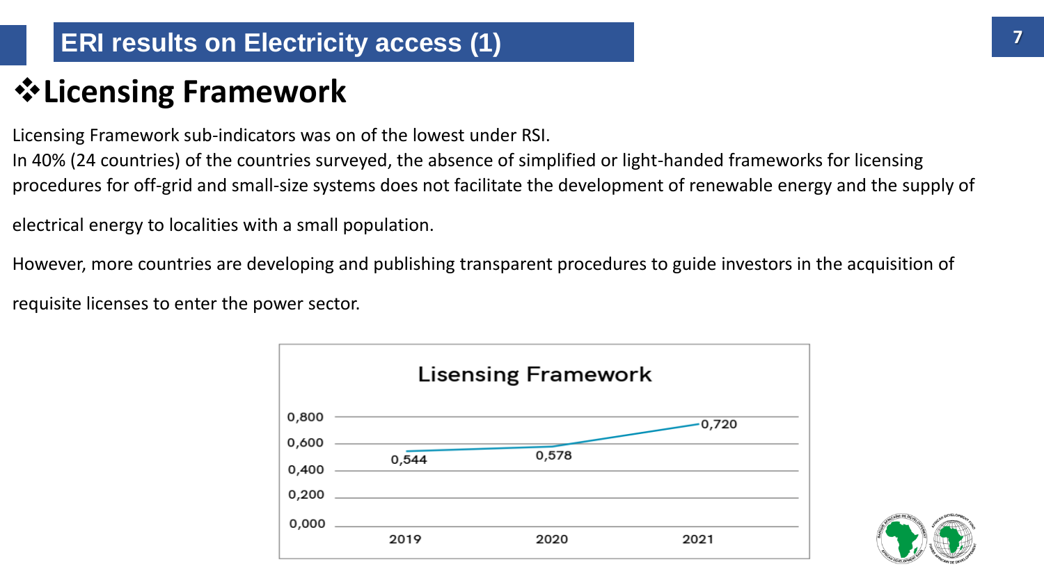# ERI results on Electricity access (1)

## ❖Licensing Framework

Licensing Framework sub-indicators was on of the lowest under RSI.

In 40% (24 countries) of the countries surveyed, the absence of simplified or light-handed frameworks for licensing procedures for off-grid and small-size systems does not facilitate the development of renewable energy and the supply of electrical energy to localities with a small population.

However, more countries are developing and publishing transparent procedures to guide investors in the acquisition of requisite licenses to enter the power sector.

**Lisensing Framework**

| Year | Value |
|---|---|
| 2019 | 0,544 |
| 2020 | 0,578 |
| 2021 | 0,720 |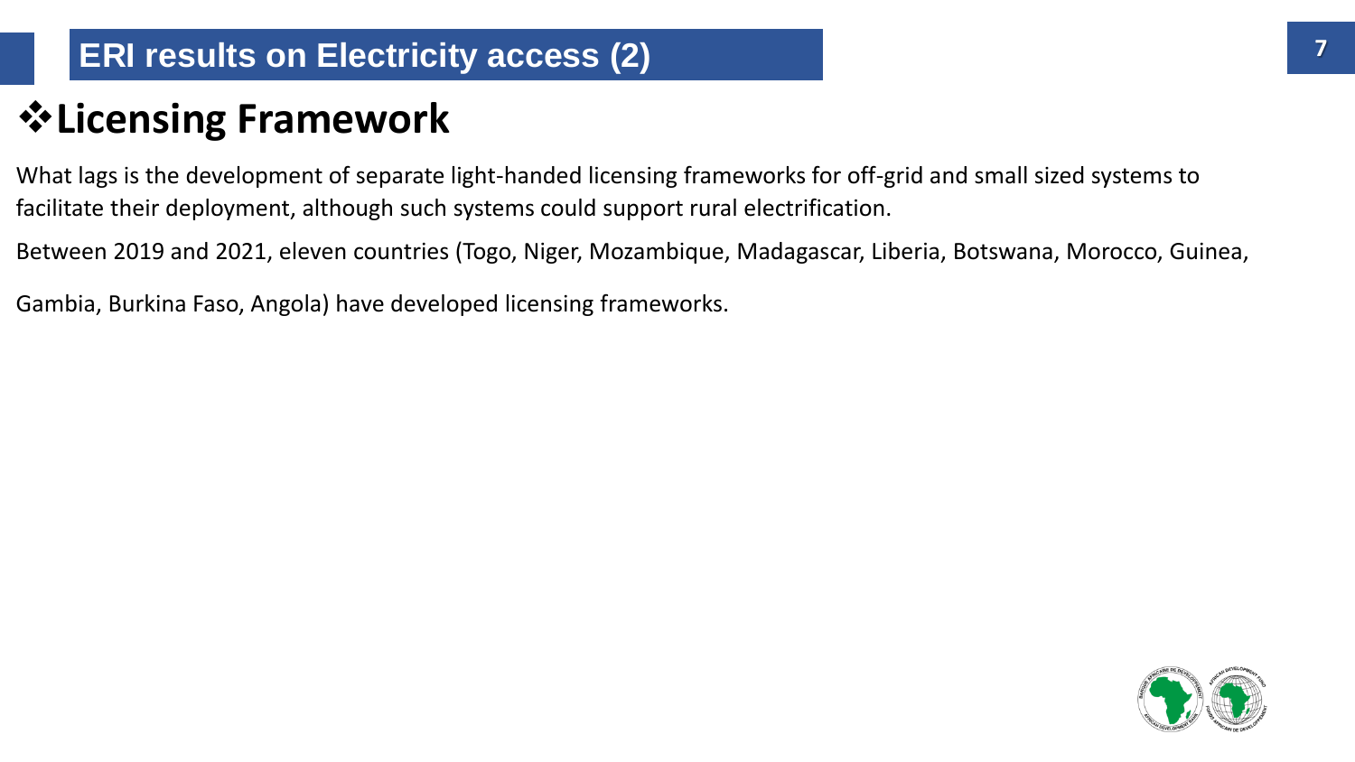# ERI results on Electricity access (2)

## ❖Licensing Framework

What lags is the development of separate light-handed licensing frameworks for off-grid and small sized systems to facilitate their deployment, although such systems could support rural electrification.

Between 2019 and 2021, eleven countries (Togo, Niger, Mozambique, Madagascar, Liberia, Botswana, Morocco, Guinea, Gambia, Burkina Faso, Angola) have developed licensing frameworks.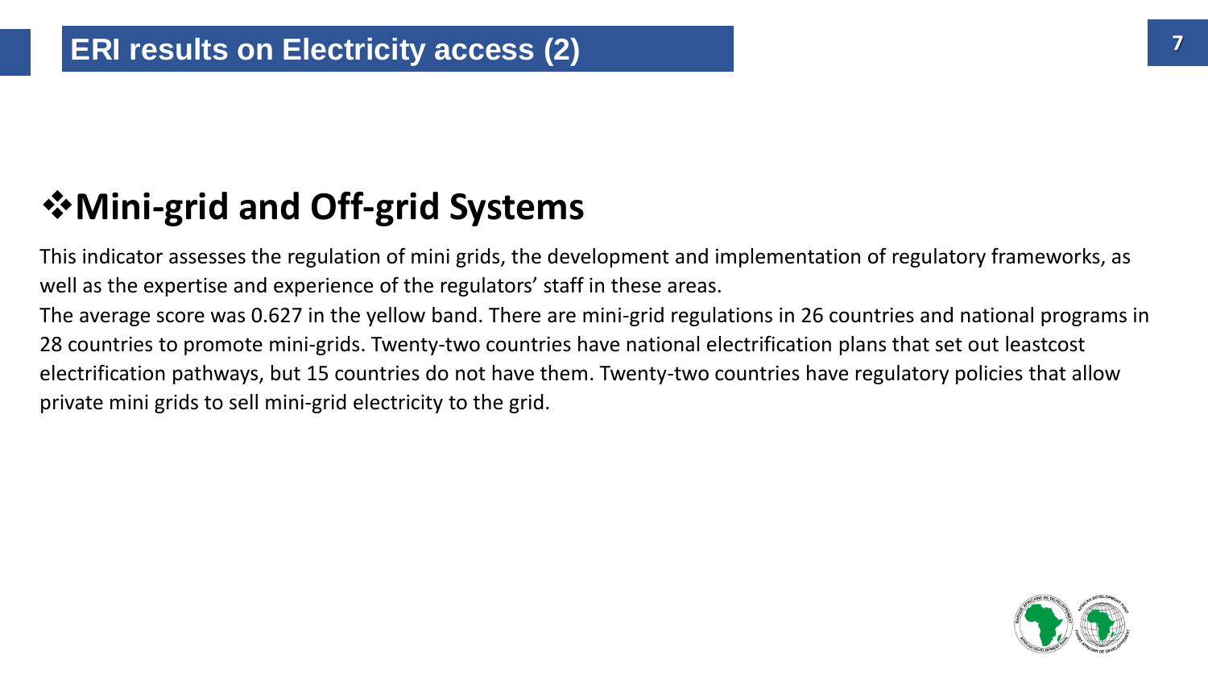# ERI results on Electricity access (2)

## ❖Mini-grid and Off-grid Systems

This indicator assesses the regulation of mini grids, the development and implementation of regulatory frameworks, as well as the expertise and experience of the regulators' staff in these areas.

The average score was 0.627 in the yellow band. There are mini-grid regulations in 26 countries and national programs in 28 countries to promote mini-grids. Twenty-two countries have national electrification plans that set out leastcost electrification pathways, but 15 countries do not have them. Twenty-two countries have regulatory policies that allow private mini grids to sell mini-grid electricity to the grid.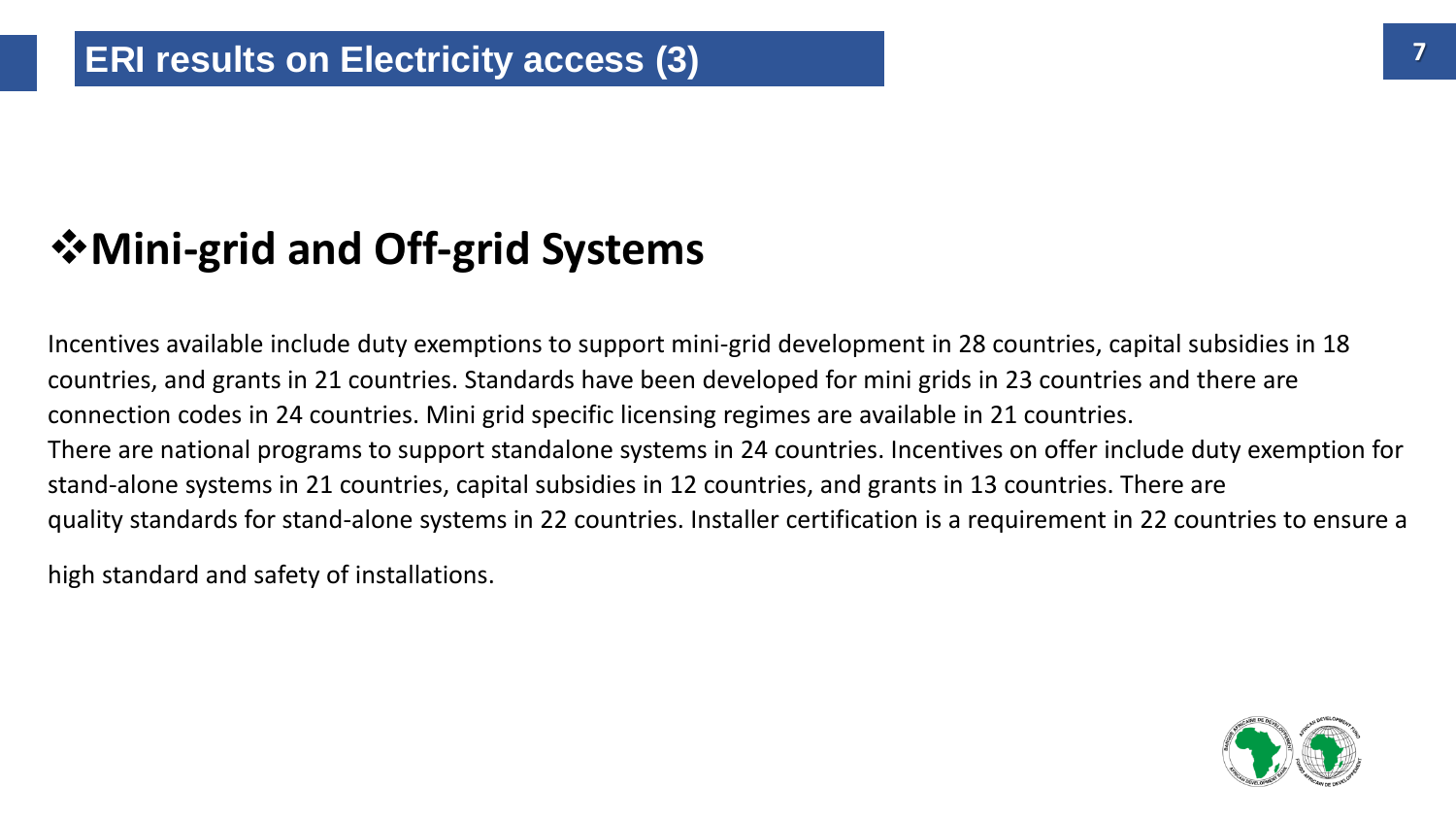# ERI results on Electricity access (3)

## ❖Mini-grid and Off-grid Systems

Incentives available include duty exemptions to support mini-grid development in 28 countries, capital subsidies in 18 countries, and grants in 21 countries. Standards have been developed for mini grids in 23 countries and there are connection codes in 24 countries. Mini grid specific licensing regimes are available in 21 countries.

There are national programs to support standalone systems in 24 countries. Incentives on offer include duty exemption for stand-alone systems in 21 countries, capital subsidies in 12 countries, and grants in 13 countries. There are quality standards for stand-alone systems in 22 countries. Installer certification is a requirement in 22 countries to ensure a high standard and safety of installations.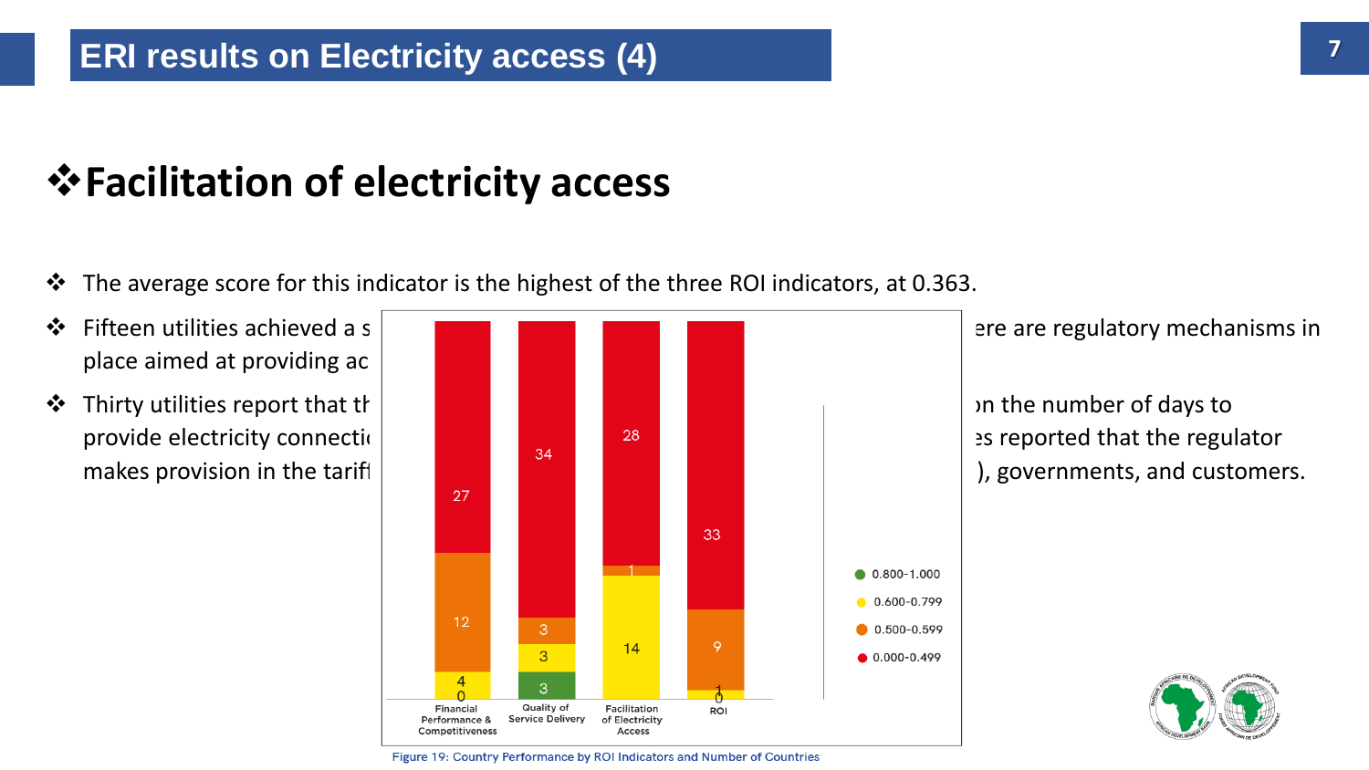# ERI results on Electricity access (4)

## ❖ Facilitation of electricity access

- ❖ The average score for this indicator is the highest of the three ROI indicators, at 0.363.
- ❖ Fifteen utilities achieved a s ... ere are regulatory mechanisms in place aimed at providing ac ...
- ❖ Thirty utilities report that th ... on the number of days to provide electricity connecti ... es reported that the regulator makes provision in the tarif ... ), governments, and customers.

| Score range | Financial Performance & Competitiveness | Quality of Service Delivery | Facilitation of Electricity Access | ROI |
|---|---|---|---|---|
| 0.800-1.000 | 0 | 3 | | 0 |
| 0.600-0.799 | 4 | 3 | 14 | 1 |
| 0.500-0.599 | 12 | 3 | 1 | 9 |
| 0.000-0.499 | 27 | 34 | 28 | 33 |

Figure 19: Country Performance by ROI Indicators and Number of Countries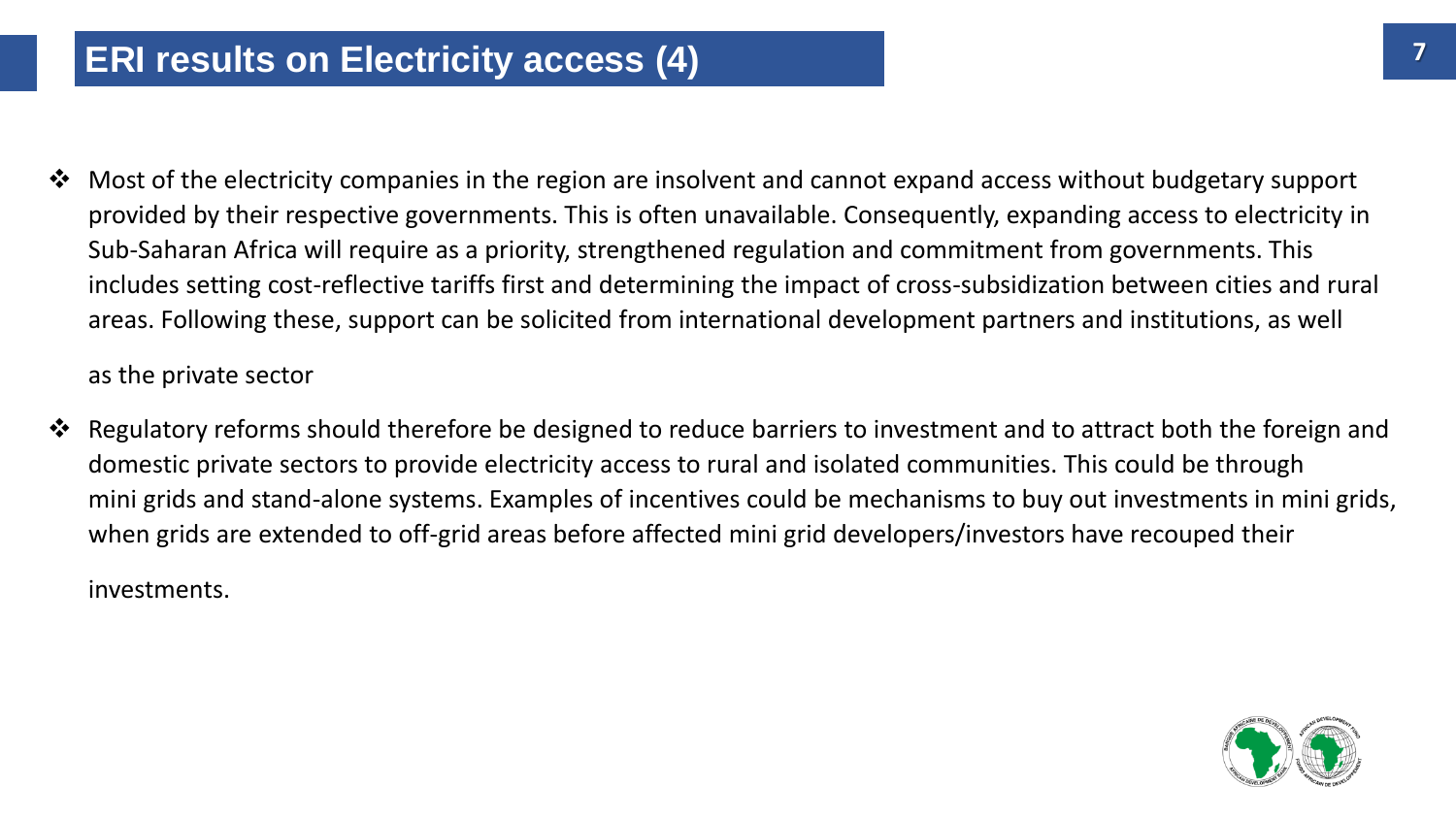# ERI results on Electricity access (4)

- Most of the electricity companies in the region are insolvent and cannot expand access without budgetary support provided by their respective governments. This is often unavailable. Consequently, expanding access to electricity in Sub-Saharan Africa will require as a priority, strengthened regulation and commitment from governments. This includes setting cost-reflective tariffs first and determining the impact of cross-subsidization between cities and rural areas. Following these, support can be solicited from international development partners and institutions, as well as the private sector

- Regulatory reforms should therefore be designed to reduce barriers to investment and to attract both the foreign and domestic private sectors to provide electricity access to rural and isolated communities. This could be through mini grids and stand-alone systems. Examples of incentives could be mechanisms to buy out investments in mini grids, when grids are extended to off-grid areas before affected mini grid developers/investors have recouped their investments.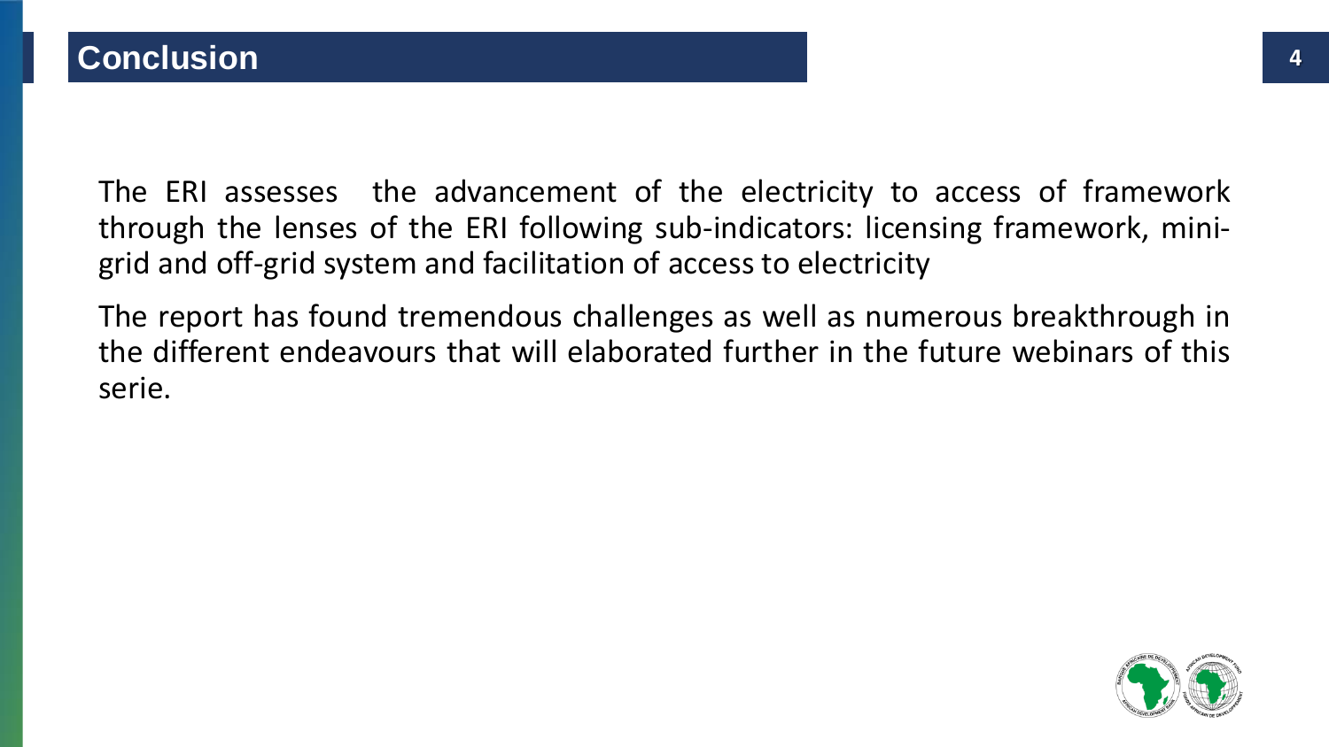# Conclusion

The ERI assesses the advancement of the electricity to access of framework through the lenses of the ERI following sub-indicators: licensing framework, mini-grid and off-grid system and facilitation of access to electricity

The report has found tremendous challenges as well as numerous breakthrough in the different endeavours that will elaborated further in the future webinars of this serie.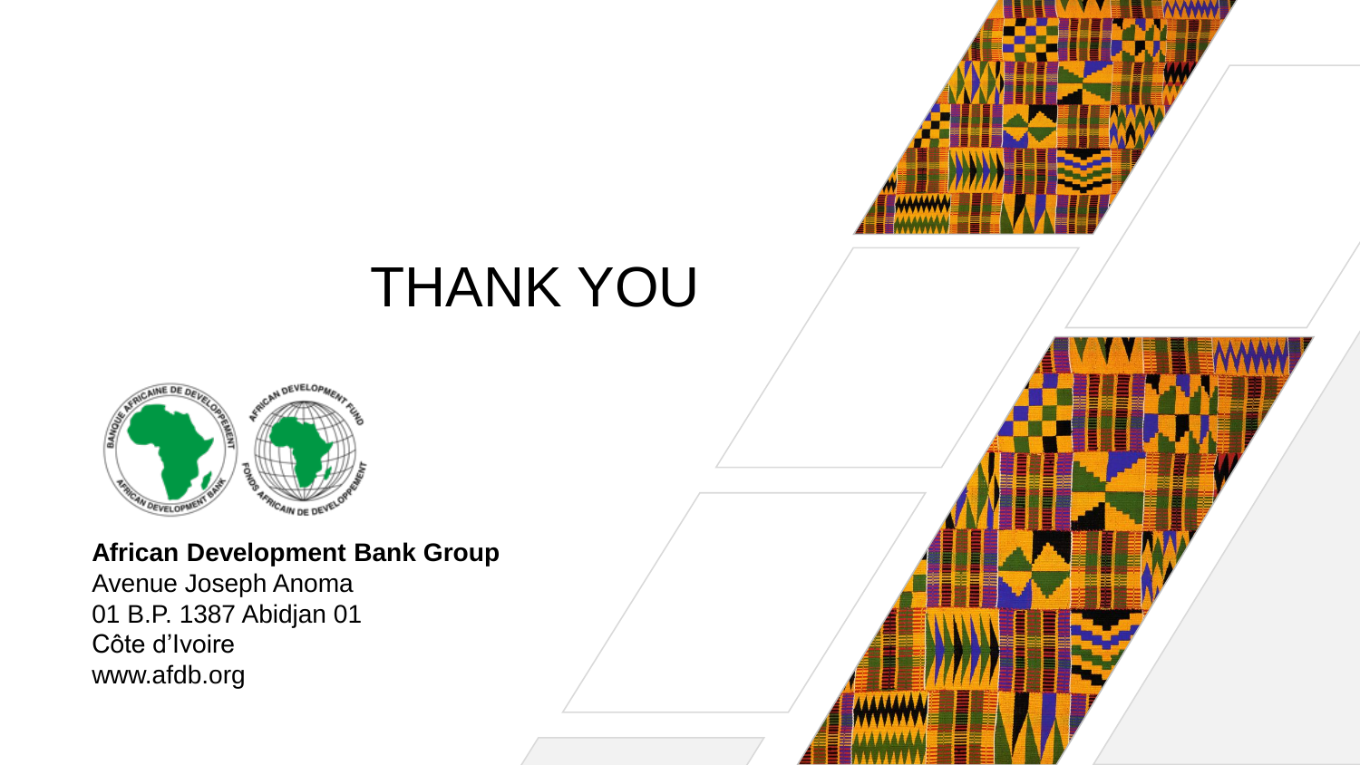# THANK YOU

**African Development Bank Group**
Avenue Joseph Anoma
01 B.P. 1387 Abidjan 01
Côte d'Ivoire
www.afdb.org